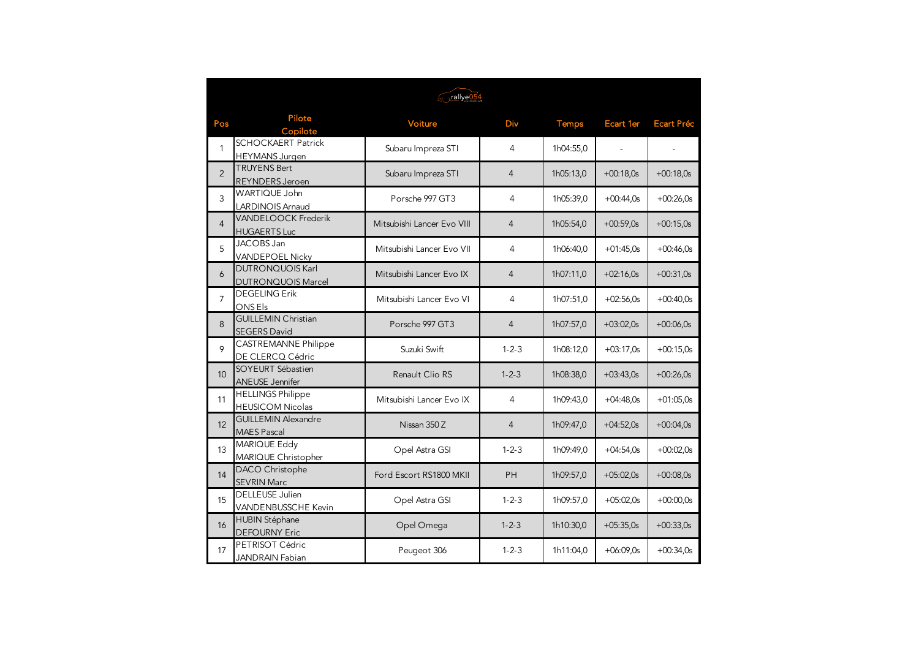rallye054

| Pos | Pilote Copilote | Voiture | Div | Temps | Ecart 1er | Ecart Préc |
|---|---|---|---|---|---|---|
| 1 | SCHOCKAERT Patrick HEYMANS Jurgen | Subaru Impreza STI | 4 | 1h04:55,0 | - | - |
| 2 | TRUYENS Bert REYNDERS Jeroen | Subaru Impreza STI | 4 | 1h05:13,0 | +00:18,0s | +00:18,0s |
| 3 | WARTIQUE John LARDINOIS Arnaud | Porsche 997 GT3 | 4 | 1h05:39,0 | +00:44,0s | +00:26,0s |
| 4 | VANDELOOCK Frederik HUGAERTS Luc | Mitsubishi Lancer Evo VIII | 4 | 1h05:54,0 | +00:59,0s | +00:15,0s |
| 5 | JACOBS Jan VANDEPOEL Nicky | Mitsubishi Lancer Evo VII | 4 | 1h06:40,0 | +01:45,0s | +00:46,0s |
| 6 | DUTRONQUOIS Karl DUTRONQUOIS Marcel | Mitsubishi Lancer Evo IX | 4 | 1h07:11,0 | +02:16,0s | +00:31,0s |
| 7 | DEGELING Erik ONS Els | Mitsubishi Lancer Evo VI | 4 | 1h07:51,0 | +02:56,0s | +00:40,0s |
| 8 | GUILLEMIN Christian SEGERS David | Porsche 997 GT3 | 4 | 1h07:57,0 | +03:02,0s | +00:06,0s |
| 9 | CASTREMANNE Philippe DE CLERCQ Cédric | Suzuki Swift | 1-2-3 | 1h08:12,0 | +03:17,0s | +00:15,0s |
| 10 | SOYEURT Sébastien ANEUSE Jennifer | Renault Clio RS | 1-2-3 | 1h08:38,0 | +03:43,0s | +00:26,0s |
| 11 | HELLINGS Philippe HEUSICOM Nicolas | Mitsubishi Lancer Evo IX | 4 | 1h09:43,0 | +04:48,0s | +01:05,0s |
| 12 | GUILLEMIN Alexandre MAES Pascal | Nissan 350 Z | 4 | 1h09:47,0 | +04:52,0s | +00:04,0s |
| 13 | MARIQUE Eddy MARIQUE Christopher | Opel Astra GSI | 1-2-3 | 1h09:49,0 | +04:54,0s | +00:02,0s |
| 14 | DACO Christophe SEVRIN Marc | Ford Escort RS1800 MKII | PH | 1h09:57,0 | +05:02,0s | +00:08,0s |
| 15 | DELLEUSE Julien VANDENBUSSCHE Kevin | Opel Astra GSI | 1-2-3 | 1h09:57,0 | +05:02,0s | +00:00,0s |
| 16 | HUBIN Stéphane DEFOURNY Eric | Opel Omega | 1-2-3 | 1h10:30,0 | +05:35,0s | +00:33,0s |
| 17 | PETRISOT Cédric JANDRAIN Fabian | Peugeot 306 | 1-2-3 | 1h11:04,0 | +06:09,0s | +00:34,0s |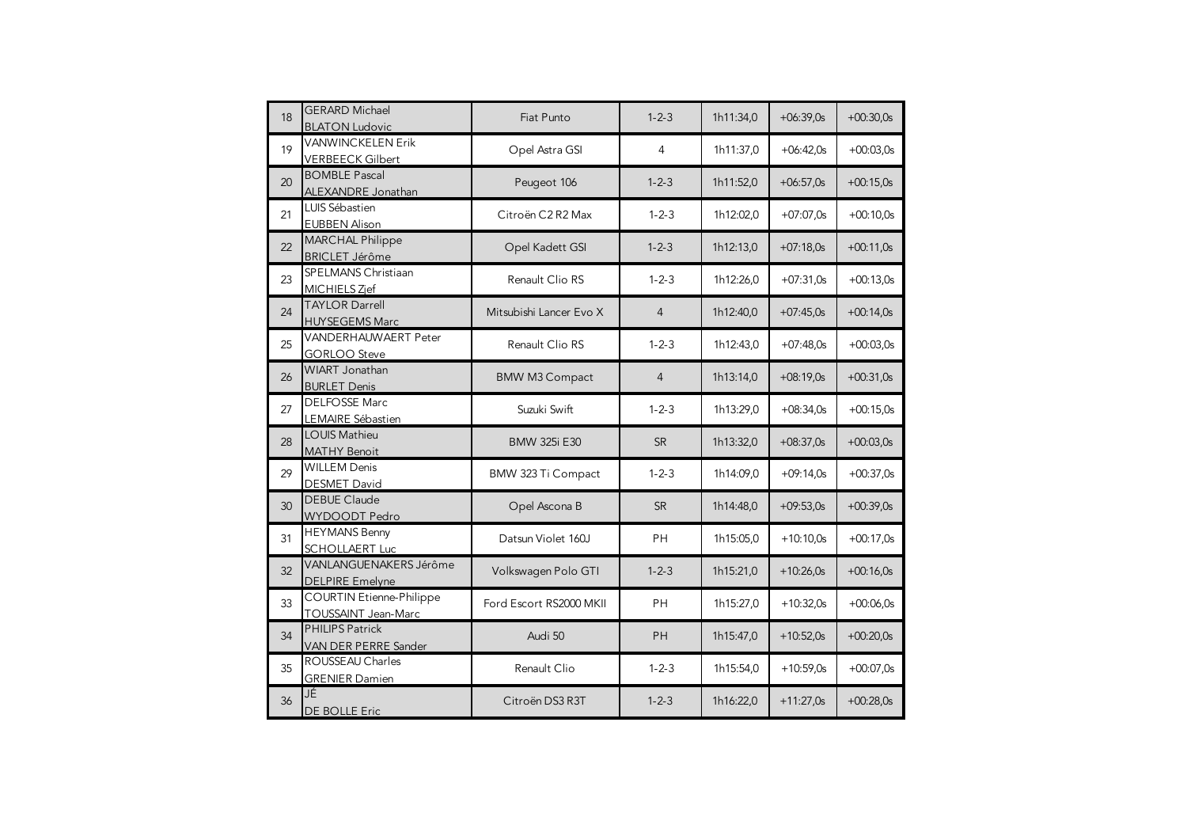| | | | | | | |
|---|---|---|---|---|---|---|
| 18 | GERARD Michael<br>BLATON Ludovic | Fiat Punto | 1-2-3 | 1h11:34,0 | +06:39,0s | +00:30,0s |
| 19 | VANWINCKELEN Erik<br>VERBEECK Gilbert | Opel Astra GSI | 4 | 1h11:37,0 | +06:42,0s | +00:03,0s |
| 20 | BOMBLE Pascal<br>ALEXANDRE Jonathan | Peugeot 106 | 1-2-3 | 1h11:52,0 | +06:57,0s | +00:15,0s |
| 21 | LUIS Sébastien<br>EUBBEN Alison | Citroën C2 R2 Max | 1-2-3 | 1h12:02,0 | +07:07,0s | +00:10,0s |
| 22 | MARCHAL Philippe<br>BRICLET Jérôme | Opel Kadett GSI | 1-2-3 | 1h12:13,0 | +07:18,0s | +00:11,0s |
| 23 | SPELMANS Christiaan<br>MICHIELS Zjef | Renault Clio RS | 1-2-3 | 1h12:26,0 | +07:31,0s | +00:13,0s |
| 24 | TAYLOR Darrell<br>HUYSEGEMS Marc | Mitsubishi Lancer Evo X | 4 | 1h12:40,0 | +07:45,0s | +00:14,0s |
| 25 | VANDERHAUWAERT Peter<br>GORLOO Steve | Renault Clio RS | 1-2-3 | 1h12:43,0 | +07:48,0s | +00:03,0s |
| 26 | WIART Jonathan<br>BURLET Denis | BMW M3 Compact | 4 | 1h13:14,0 | +08:19,0s | +00:31,0s |
| 27 | DELFOSSE Marc<br>LEMAIRE Sébastien | Suzuki Swift | 1-2-3 | 1h13:29,0 | +08:34,0s | +00:15,0s |
| 28 | LOUIS Mathieu<br>MATHY Benoit | BMW 325i E30 | SR | 1h13:32,0 | +08:37,0s | +00:03,0s |
| 29 | WILLEM Denis<br>DESMET David | BMW 323 Ti Compact | 1-2-3 | 1h14:09,0 | +09:14,0s | +00:37,0s |
| 30 | DEBUE Claude<br>WYDOODT Pedro | Opel Ascona B | SR | 1h14:48,0 | +09:53,0s | +00:39,0s |
| 31 | HEYMANS Benny<br>SCHOLLAERT Luc | Datsun Violet 160J | PH | 1h15:05,0 | +10:10,0s | +00:17,0s |
| 32 | VANLANGUENAKERS Jérôme<br>DELPIRE Emelyne | Volkswagen Polo GTI | 1-2-3 | 1h15:21,0 | +10:26,0s | +00:16,0s |
| 33 | COURTIN Etienne-Philippe<br>TOUSSAINT Jean-Marc | Ford Escort RS2000 MKII | PH | 1h15:27,0 | +10:32,0s | +00:06,0s |
| 34 | PHILIPS Patrick<br>VAN DER PERRE Sander | Audi 50 | PH | 1h15:47,0 | +10:52,0s | +00:20,0s |
| 35 | ROUSSEAU Charles<br>GRENIER Damien | Renault Clio | 1-2-3 | 1h15:54,0 | +10:59,0s | +00:07,0s |
| 36 | JÉ<br>DE BOLLE Eric | Citroën DS3 R3T | 1-2-3 | 1h16:22,0 | +11:27,0s | +00:28,0s |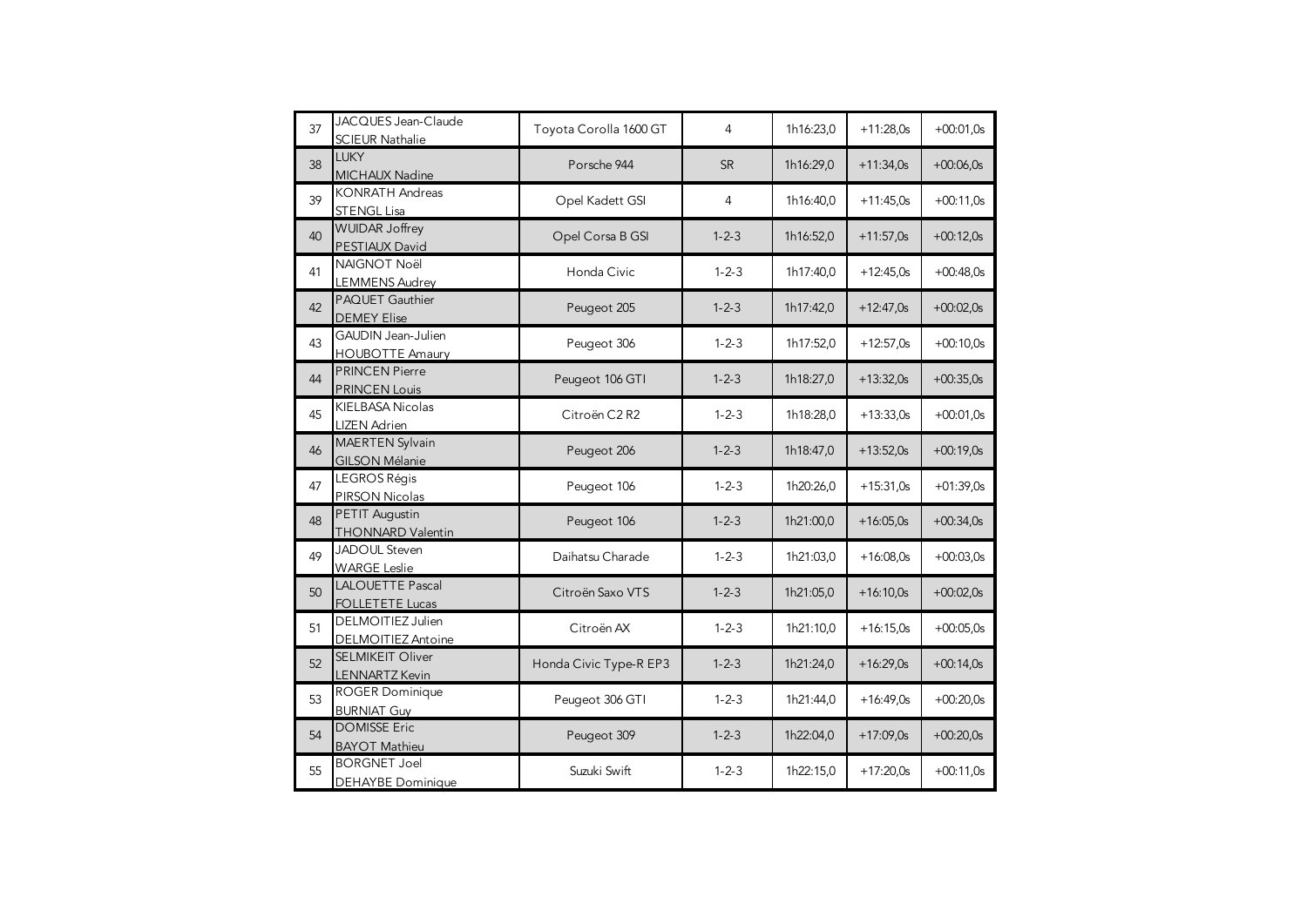| | | | | | | |
|---|---|---|---|---|---|---|
| 37 | JACQUES Jean-Claude<br>SCIEUR Nathalie | Toyota Corolla 1600 GT | 4 | 1h16:23,0 | +11:28,0s | +00:01,0s |
| 38 | LUKY<br>MICHAUX Nadine | Porsche 944 | SR | 1h16:29,0 | +11:34,0s | +00:06,0s |
| 39 | KONRATH Andreas<br>STENGL Lisa | Opel Kadett GSI | 4 | 1h16:40,0 | +11:45,0s | +00:11,0s |
| 40 | WUIDAR Joffrey<br>PESTIAUX David | Opel Corsa B GSI | 1-2-3 | 1h16:52,0 | +11:57,0s | +00:12,0s |
| 41 | NAIGNOT Noël<br>LEMMENS Audrey | Honda Civic | 1-2-3 | 1h17:40,0 | +12:45,0s | +00:48,0s |
| 42 | PAQUET Gauthier<br>DEMEY Elise | Peugeot 205 | 1-2-3 | 1h17:42,0 | +12:47,0s | +00:02,0s |
| 43 | GAUDIN Jean-Julien<br>HOUBOTTE Amaury | Peugeot 306 | 1-2-3 | 1h17:52,0 | +12:57,0s | +00:10,0s |
| 44 | PRINCEN Pierre<br>PRINCEN Louis | Peugeot 106 GTI | 1-2-3 | 1h18:27,0 | +13:32,0s | +00:35,0s |
| 45 | KIELBASA Nicolas<br>LIZEN Adrien | Citroën C2 R2 | 1-2-3 | 1h18:28,0 | +13:33,0s | +00:01,0s |
| 46 | MAERTEN Sylvain<br>GILSON Mélanie | Peugeot 206 | 1-2-3 | 1h18:47,0 | +13:52,0s | +00:19,0s |
| 47 | LEGROS Régis<br>PIRSON Nicolas | Peugeot 106 | 1-2-3 | 1h20:26,0 | +15:31,0s | +01:39,0s |
| 48 | PETIT Augustin<br>THONNARD Valentin | Peugeot 106 | 1-2-3 | 1h21:00,0 | +16:05,0s | +00:34,0s |
| 49 | JADOUL Steven<br>WARGE Leslie | Daihatsu Charade | 1-2-3 | 1h21:03,0 | +16:08,0s | +00:03,0s |
| 50 | LALOUETTE Pascal<br>FOLLETETE Lucas | Citroën Saxo VTS | 1-2-3 | 1h21:05,0 | +16:10,0s | +00:02,0s |
| 51 | DELMOITIEZ Julien<br>DELMOITIEZ Antoine | Citroën AX | 1-2-3 | 1h21:10,0 | +16:15,0s | +00:05,0s |
| 52 | SELMIKEIT Oliver<br>LENNARTZ Kevin | Honda Civic Type-R EP3 | 1-2-3 | 1h21:24,0 | +16:29,0s | +00:14,0s |
| 53 | ROGER Dominique<br>BURNIAT Guy | Peugeot 306 GTI | 1-2-3 | 1h21:44,0 | +16:49,0s | +00:20,0s |
| 54 | DOMISSE Eric<br>BAYOT Mathieu | Peugeot 309 | 1-2-3 | 1h22:04,0 | +17:09,0s | +00:20,0s |
| 55 | BORGNET Joel<br>DEHAYBE Dominique | Suzuki Swift | 1-2-3 | 1h22:15,0 | +17:20,0s | +00:11,0s |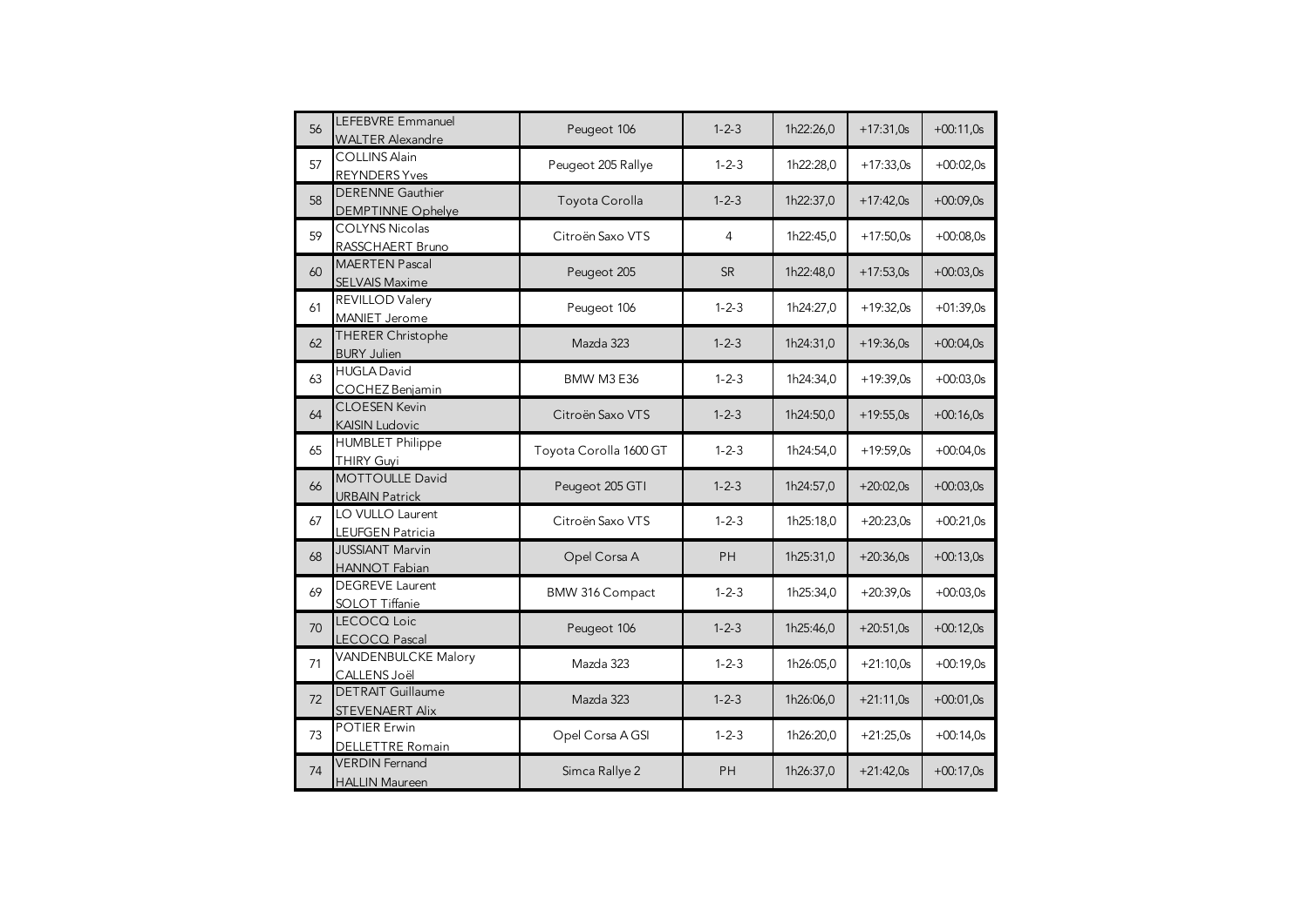| | | | | | | |
|---|---|---|---|---|---|---|
| 56 | LEFEBVRE Emmanuel<br>WALTER Alexandre | Peugeot 106 | 1-2-3 | 1h22:26,0 | +17:31,0s | +00:11,0s |
| 57 | COLLINS Alain<br>REYNDERS Yves | Peugeot 205 Rallye | 1-2-3 | 1h22:28,0 | +17:33,0s | +00:02,0s |
| 58 | DERENNE Gauthier<br>DEMPTINNE Ophelye | Toyota Corolla | 1-2-3 | 1h22:37,0 | +17:42,0s | +00:09,0s |
| 59 | COLYNS Nicolas<br>RASSCHAERT Bruno | Citroën Saxo VTS | 4 | 1h22:45,0 | +17:50,0s | +00:08,0s |
| 60 | MAERTEN Pascal<br>SELVAIS Maxime | Peugeot 205 | SR | 1h22:48,0 | +17:53,0s | +00:03,0s |
| 61 | REVILLOD Valery<br>MANIET Jerome | Peugeot 106 | 1-2-3 | 1h24:27,0 | +19:32,0s | +01:39,0s |
| 62 | THERER Christophe<br>BURY Julien | Mazda 323 | 1-2-3 | 1h24:31,0 | +19:36,0s | +00:04,0s |
| 63 | HUGLA David<br>COCHEZ Benjamin | BMW M3 E36 | 1-2-3 | 1h24:34,0 | +19:39,0s | +00:03,0s |
| 64 | CLOESEN Kevin<br>KAISIN Ludovic | Citroën Saxo VTS | 1-2-3 | 1h24:50,0 | +19:55,0s | +00:16,0s |
| 65 | HUMBLET Philippe<br>THIRY Guyi | Toyota Corolla 1600 GT | 1-2-3 | 1h24:54,0 | +19:59,0s | +00:04,0s |
| 66 | MOTTOULLE David<br>URBAIN Patrick | Peugeot 205 GTI | 1-2-3 | 1h24:57,0 | +20:02,0s | +00:03,0s |
| 67 | LO VULLO Laurent<br>LEUFGEN Patricia | Citroën Saxo VTS | 1-2-3 | 1h25:18,0 | +20:23,0s | +00:21,0s |
| 68 | JUSSIANT Marvin<br>HANNOT Fabian | Opel Corsa A | PH | 1h25:31,0 | +20:36,0s | +00:13,0s |
| 69 | DEGREVE Laurent<br>SOLOT Tiffanie | BMW 316 Compact | 1-2-3 | 1h25:34,0 | +20:39,0s | +00:03,0s |
| 70 | LECOCQ Loic<br>LECOCQ Pascal | Peugeot 106 | 1-2-3 | 1h25:46,0 | +20:51,0s | +00:12,0s |
| 71 | VANDENBULCKE Malory<br>CALLENS Joël | Mazda 323 | 1-2-3 | 1h26:05,0 | +21:10,0s | +00:19,0s |
| 72 | DETRAIT Guillaume<br>STEVENAERT Alix | Mazda 323 | 1-2-3 | 1h26:06,0 | +21:11,0s | +00:01,0s |
| 73 | POTIER Erwin<br>DELLETTRE Romain | Opel Corsa A GSI | 1-2-3 | 1h26:20,0 | +21:25,0s | +00:14,0s |
| 74 | VERDIN Fernand<br>HALLIN Maureen | Simca Rallye 2 | PH | 1h26:37,0 | +21:42,0s | +00:17,0s |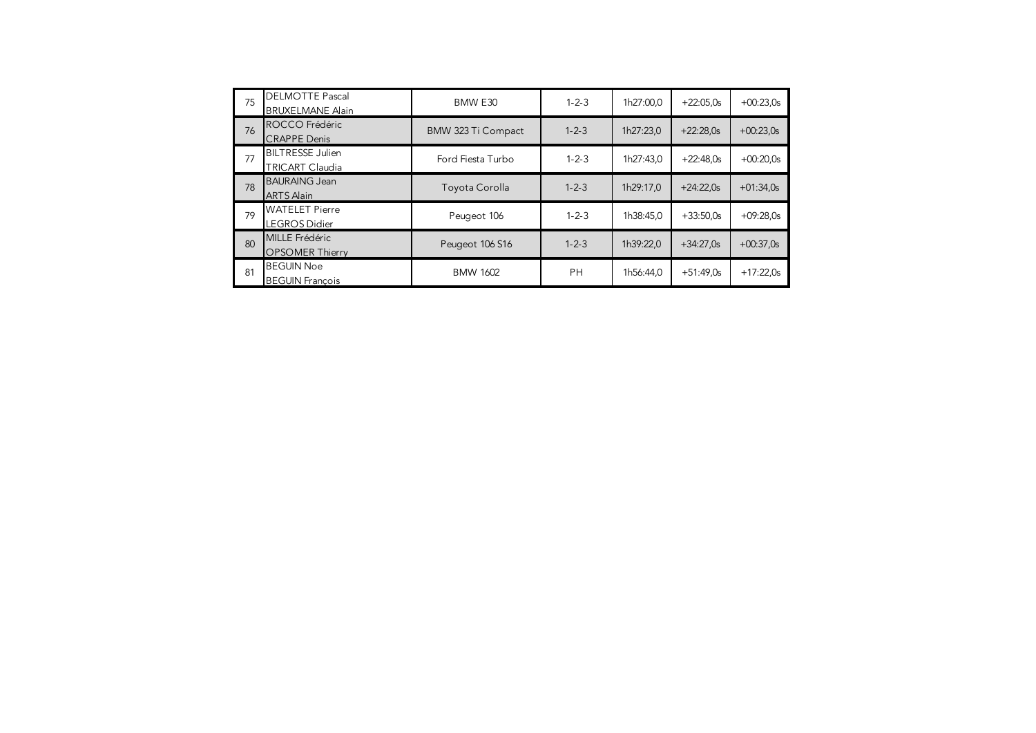| | | | | | | |
|---|---|---|---|---|---|---|
| 75 | DELMOTTE Pascal<br>BRUXELMANE Alain | BMW E30 | 1-2-3 | 1h27:00,0 | +22:05,0s | +00:23,0s |
| 76 | ROCCO Frédéric<br>CRAPPE Denis | BMW 323 Ti Compact | 1-2-3 | 1h27:23,0 | +22:28,0s | +00:23,0s |
| 77 | BILTRESSE Julien<br>TRICART Claudia | Ford Fiesta Turbo | 1-2-3 | 1h27:43,0 | +22:48,0s | +00:20,0s |
| 78 | BAURAING Jean<br>ARTS Alain | Toyota Corolla | 1-2-3 | 1h29:17,0 | +24:22,0s | +01:34,0s |
| 79 | WATELET Pierre<br>LEGROS Didier | Peugeot 106 | 1-2-3 | 1h38:45,0 | +33:50,0s | +09:28,0s |
| 80 | MILLE Frédéric<br>OPSOMER Thierry | Peugeot 106 S16 | 1-2-3 | 1h39:22,0 | +34:27,0s | +00:37,0s |
| 81 | BEGUIN Noe<br>BEGUIN François | BMW 1602 | PH | 1h56:44,0 | +51:49,0s | +17:22,0s |